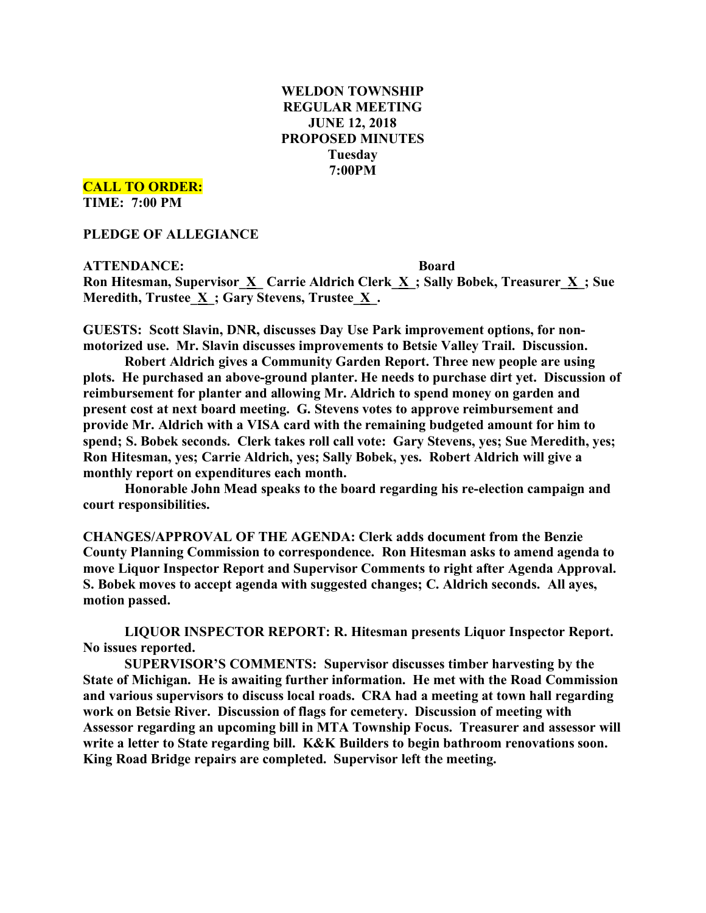# WELDON TOWNSHIP
# REGULAR MEETING
# JUNE 12, 2018
# PROPOSED MINUTES
# Tuesday
# 7:00PM

**CALL TO ORDER:**
**TIME: 7:00 PM**

**PLEDGE OF ALLEGIANCE**

**ATTENDANCE: Board**
**Ron Hitesman, Supervisor_X_ Carrie Aldrich Clerk_X_; Sally Bobek, Treasurer_X_; Sue Meredith, Trustee_X_; Gary Stevens, Trustee_X_.**

**GUESTS: Scott Slavin, DNR, discusses Day Use Park improvement options, for non-motorized use. Mr. Slavin discusses improvements to Betsie Valley Trail. Discussion.**

**Robert Aldrich gives a Community Garden Report. Three new people are using plots. He purchased an above-ground planter. He needs to purchase dirt yet. Discussion of reimbursement for planter and allowing Mr. Aldrich to spend money on garden and present cost at next board meeting. G. Stevens votes to approve reimbursement and provide Mr. Aldrich with a VISA card with the remaining budgeted amount for him to spend; S. Bobek seconds. Clerk takes roll call vote: Gary Stevens, yes; Sue Meredith, yes; Ron Hitesman, yes; Carrie Aldrich, yes; Sally Bobek, yes. Robert Aldrich will give a monthly report on expenditures each month.**

**Honorable John Mead speaks to the board regarding his re-election campaign and court responsibilities.**

**CHANGES/APPROVAL OF THE AGENDA: Clerk adds document from the Benzie County Planning Commission to correspondence. Ron Hitesman asks to amend agenda to move Liquor Inspector Report and Supervisor Comments to right after Agenda Approval. S. Bobek moves to accept agenda with suggested changes; C. Aldrich seconds. All ayes, motion passed.**

**LIQUOR INSPECTOR REPORT: R. Hitesman presents Liquor Inspector Report. No issues reported.**

**SUPERVISOR'S COMMENTS: Supervisor discusses timber harvesting by the State of Michigan. He is awaiting further information. He met with the Road Commission and various supervisors to discuss local roads. CRA had a meeting at town hall regarding work on Betsie River. Discussion of flags for cemetery. Discussion of meeting with Assessor regarding an upcoming bill in MTA Township Focus. Treasurer and assessor will write a letter to State regarding bill. K&K Builders to begin bathroom renovations soon. King Road Bridge repairs are completed. Supervisor left the meeting.**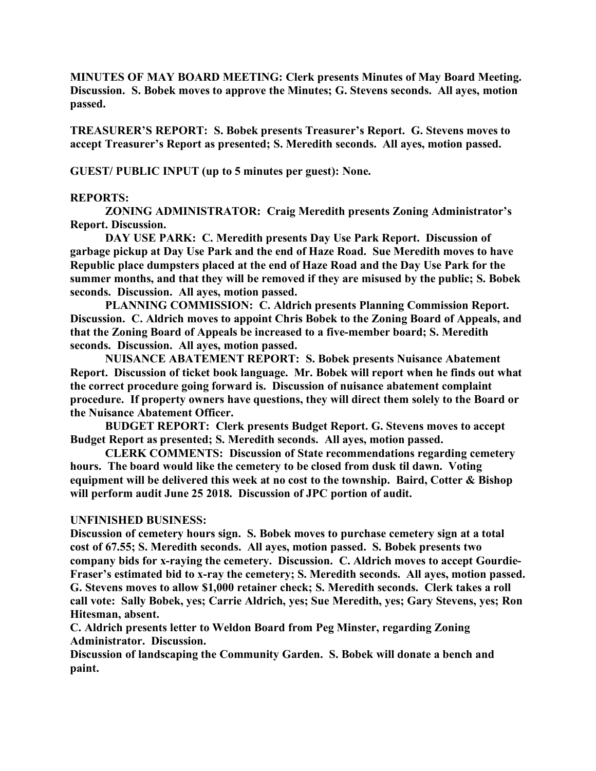**MINUTES OF MAY BOARD MEETING: Clerk presents Minutes of May Board Meeting. Discussion. S. Bobek moves to approve the Minutes; G. Stevens seconds. All ayes, motion passed.**

**TREASURER'S REPORT: S. Bobek presents Treasurer's Report. G. Stevens moves to accept Treasurer's Report as presented; S. Meredith seconds. All ayes, motion passed.**

**GUEST/ PUBLIC INPUT (up to 5 minutes per guest): None.**

**REPORTS:**

**ZONING ADMINISTRATOR: Craig Meredith presents Zoning Administrator's Report. Discussion.**

**DAY USE PARK: C. Meredith presents Day Use Park Report. Discussion of garbage pickup at Day Use Park and the end of Haze Road. Sue Meredith moves to have Republic place dumpsters placed at the end of Haze Road and the Day Use Park for the summer months, and that they will be removed if they are misused by the public; S. Bobek seconds. Discussion. All ayes, motion passed.**

**PLANNING COMMISSION: C. Aldrich presents Planning Commission Report. Discussion. C. Aldrich moves to appoint Chris Bobek to the Zoning Board of Appeals, and that the Zoning Board of Appeals be increased to a five-member board; S. Meredith seconds. Discussion. All ayes, motion passed.**

**NUISANCE ABATEMENT REPORT: S. Bobek presents Nuisance Abatement Report. Discussion of ticket book language. Mr. Bobek will report when he finds out what the correct procedure going forward is. Discussion of nuisance abatement complaint procedure. If property owners have questions, they will direct them solely to the Board or the Nuisance Abatement Officer.**

**BUDGET REPORT: Clerk presents Budget Report. G. Stevens moves to accept Budget Report as presented; S. Meredith seconds. All ayes, motion passed.**

**CLERK COMMENTS: Discussion of State recommendations regarding cemetery hours. The board would like the cemetery to be closed from dusk til dawn. Voting equipment will be delivered this week at no cost to the township. Baird, Cotter & Bishop will perform audit June 25 2018. Discussion of JPC portion of audit.**

**UNFINISHED BUSINESS:**

**Discussion of cemetery hours sign. S. Bobek moves to purchase cemetery sign at a total cost of 67.55; S. Meredith seconds. All ayes, motion passed. S. Bobek presents two company bids for x-raying the cemetery. Discussion. C. Aldrich moves to accept Gourdie-Fraser's estimated bid to x-ray the cemetery; S. Meredith seconds. All ayes, motion passed. G. Stevens moves to allow $1,000 retainer check; S. Meredith seconds. Clerk takes a roll call vote: Sally Bobek, yes; Carrie Aldrich, yes; Sue Meredith, yes; Gary Stevens, yes; Ron Hitesman, absent.**

**C. Aldrich presents letter to Weldon Board from Peg Minster, regarding Zoning Administrator. Discussion.**

**Discussion of landscaping the Community Garden. S. Bobek will donate a bench and paint.**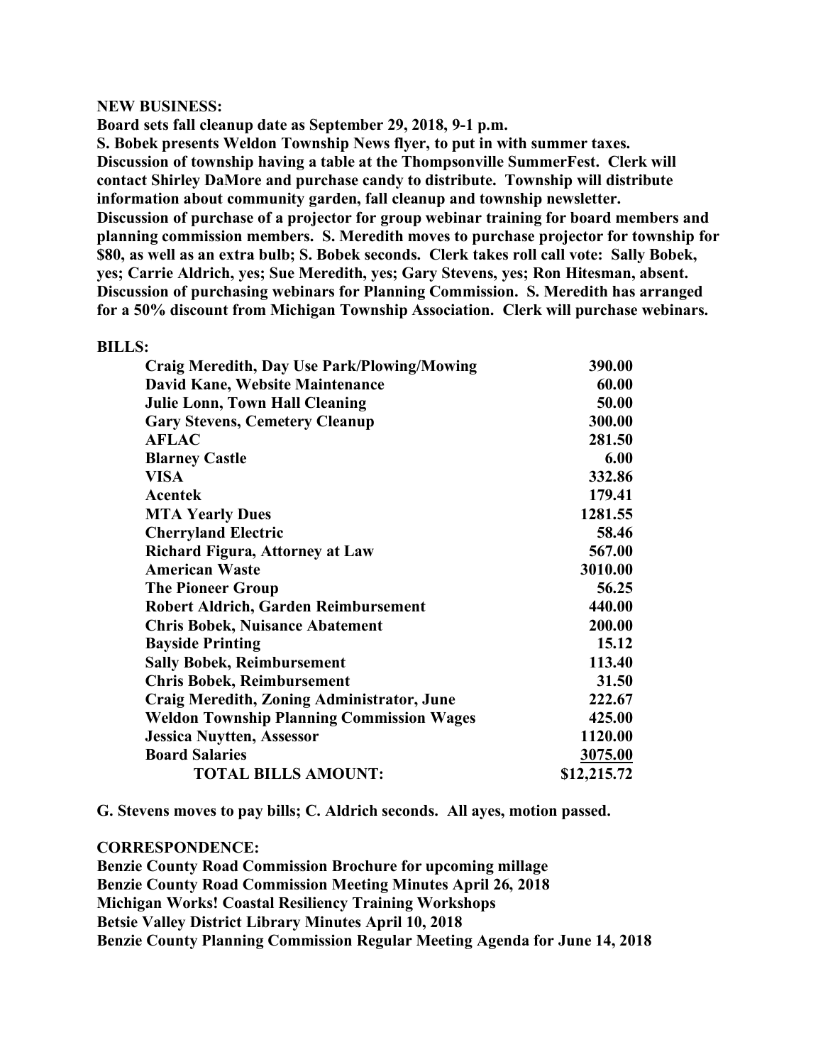**NEW BUSINESS:**

**Board sets fall cleanup date as September 29, 2018, 9-1 p.m.**

**S. Bobek presents Weldon Township News flyer, to put in with summer taxes.**

**Discussion of township having a table at the Thompsonville SummerFest. Clerk will contact Shirley DaMore and purchase candy to distribute. Township will distribute information about community garden, fall cleanup and township newsletter.**

**Discussion of purchase of a projector for group webinar training for board members and planning commission members. S. Meredith moves to purchase projector for township for $80, as well as an extra bulb; S. Bobek seconds. Clerk takes roll call vote: Sally Bobek, yes; Carrie Aldrich, yes; Sue Meredith, yes; Gary Stevens, yes; Ron Hitesman, absent.**

**Discussion of purchasing webinars for Planning Commission. S. Meredith has arranged for a 50% discount from Michigan Township Association. Clerk will purchase webinars.**

**BILLS:**

| | |
|---|---|
| **Craig Meredith, Day Use Park/Plowing/Mowing** | **390.00** |
| **David Kane, Website Maintenance** | **60.00** |
| **Julie Lonn, Town Hall Cleaning** | **50.00** |
| **Gary Stevens, Cemetery Cleanup** | **300.00** |
| **AFLAC** | **281.50** |
| **Blarney Castle** | **6.00** |
| **VISA** | **332.86** |
| **Acentek** | **179.41** |
| **MTA Yearly Dues** | **1281.55** |
| **Cherryland Electric** | **58.46** |
| **Richard Figura, Attorney at Law** | **567.00** |
| **American Waste** | **3010.00** |
| **The Pioneer Group** | **56.25** |
| **Robert Aldrich, Garden Reimbursement** | **440.00** |
| **Chris Bobek, Nuisance Abatement** | **200.00** |
| **Bayside Printing** | **15.12** |
| **Sally Bobek, Reimbursement** | **113.40** |
| **Chris Bobek, Reimbursement** | **31.50** |
| **Craig Meredith, Zoning Administrator, June** | **222.67** |
| **Weldon Township Planning Commission Wages** | **425.00** |
| **Jessica Nuytten, Assessor** | **1120.00** |
| **Board Salaries** | **3075.00** |
| **TOTAL BILLS AMOUNT:** | **$12,215.72** |

**G. Stevens moves to pay bills; C. Aldrich seconds. All ayes, motion passed.**

**CORRESPONDENCE:**

**Benzie County Road Commission Brochure for upcoming millage**
**Benzie County Road Commission Meeting Minutes April 26, 2018**
**Michigan Works! Coastal Resiliency Training Workshops**
**Betsie Valley District Library Minutes April 10, 2018**
**Benzie County Planning Commission Regular Meeting Agenda for June 14, 2018**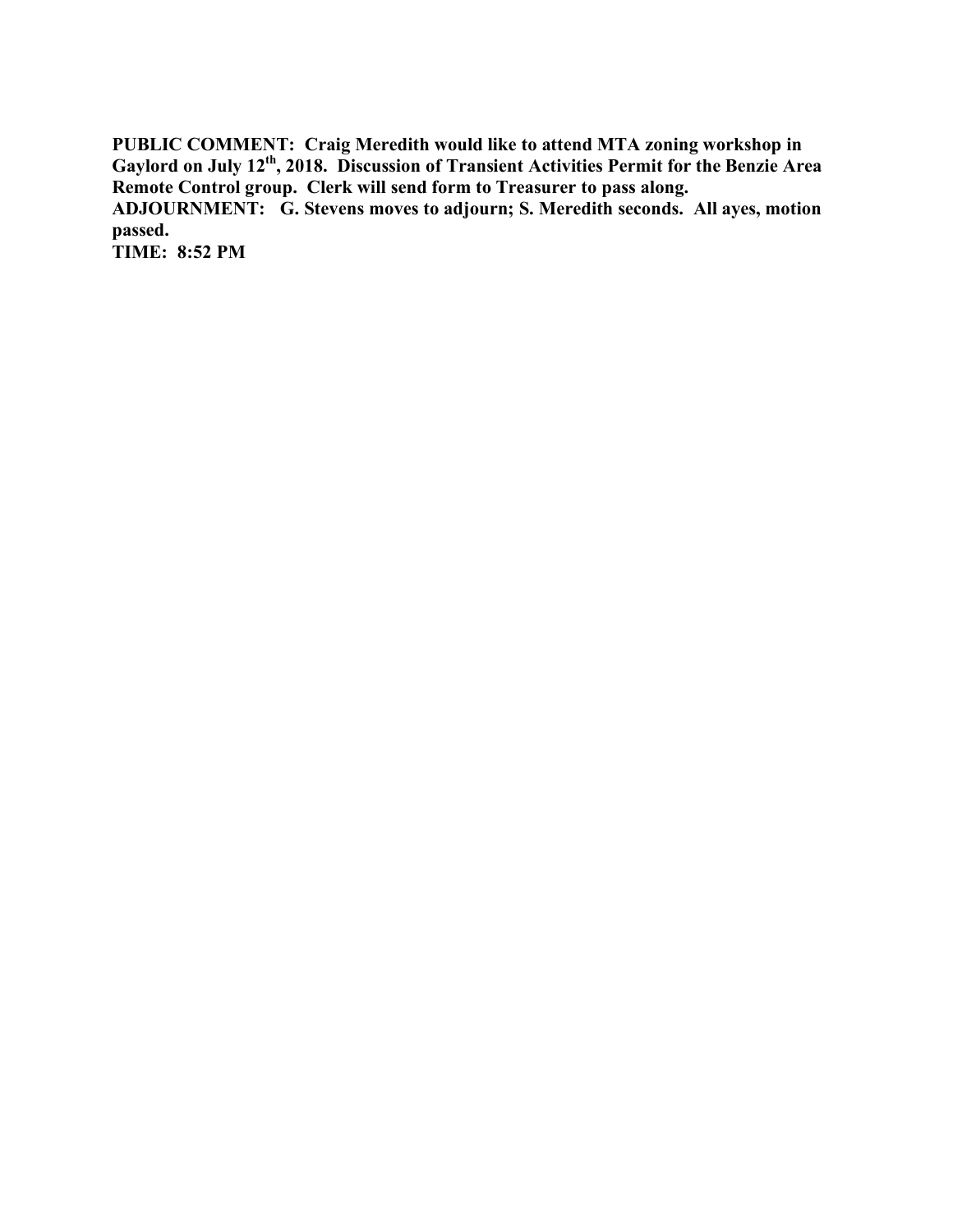**PUBLIC COMMENT: Craig Meredith would like to attend MTA zoning workshop in Gaylord on July 12th, 2018. Discussion of Transient Activities Permit for the Benzie Area Remote Control group. Clerk will send form to Treasurer to pass along.**
**ADJOURNMENT: G. Stevens moves to adjourn; S. Meredith seconds. All ayes, motion passed.**
**TIME: 8:52 PM**